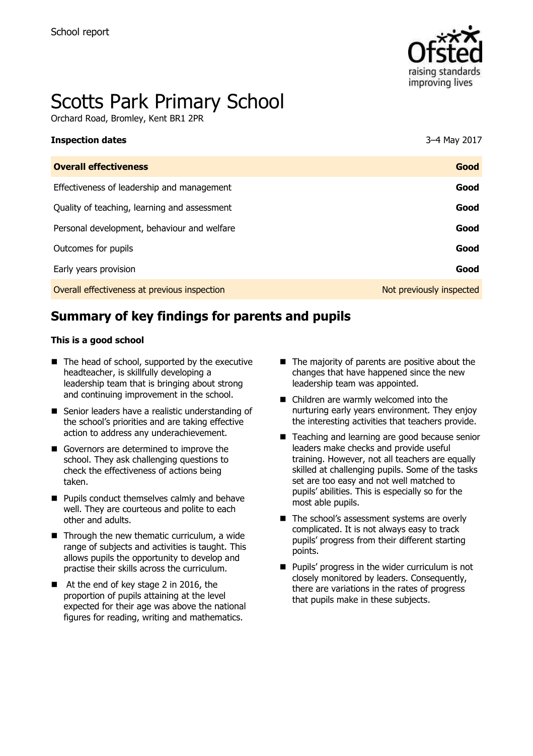School report

# Scotts Park Primary School

Orchard Road, Bromley, Kent BR1 2PR

| **Inspection dates** | 3–4 May 2017 |
| --- | --- |
| **Overall effectiveness** | **Good** |
| Effectiveness of leadership and management | **Good** |
| Quality of teaching, learning and assessment | **Good** |
| Personal development, behaviour and welfare | **Good** |
| Outcomes for pupils | **Good** |
| Early years provision | **Good** |
| Overall effectiveness at previous inspection | Not previously inspected |

## Summary of key findings for parents and pupils

**This is a good school**

- The head of school, supported by the executive headteacher, is skillfully developing a leadership team that is bringing about strong and continuing improvement in the school.
- Senior leaders have a realistic understanding of the school's priorities and are taking effective action to address any underachievement.
- Governors are determined to improve the school. They ask challenging questions to check the effectiveness of actions being taken.
- Pupils conduct themselves calmly and behave well. They are courteous and polite to each other and adults.
- Through the new thematic curriculum, a wide range of subjects and activities is taught. This allows pupils the opportunity to develop and practise their skills across the curriculum.
- At the end of key stage 2 in 2016, the proportion of pupils attaining at the level expected for their age was above the national figures for reading, writing and mathematics.
- The majority of parents are positive about the changes that have happened since the new leadership team was appointed.
- Children are warmly welcomed into the nurturing early years environment. They enjoy the interesting activities that teachers provide.
- Teaching and learning are good because senior leaders make checks and provide useful training. However, not all teachers are equally skilled at challenging pupils. Some of the tasks set are too easy and not well matched to pupils' abilities. This is especially so for the most able pupils.
- The school's assessment systems are overly complicated. It is not always easy to track pupils' progress from their different starting points.
- Pupils' progress in the wider curriculum is not closely monitored by leaders. Consequently, there are variations in the rates of progress that pupils make in these subjects.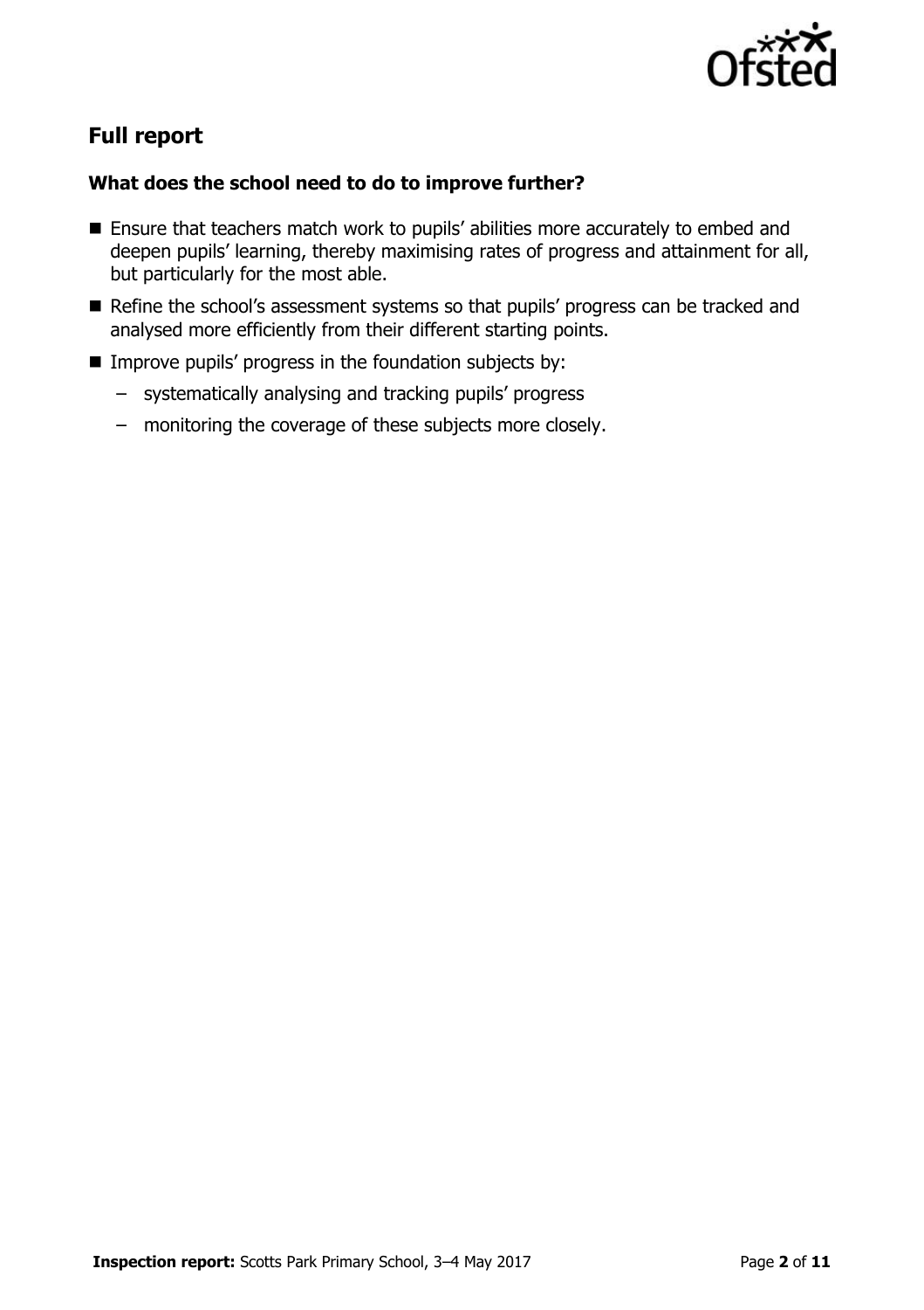## Full report

### What does the school need to do to improve further?

- Ensure that teachers match work to pupils' abilities more accurately to embed and deepen pupils' learning, thereby maximising rates of progress and attainment for all, but particularly for the most able.
- Refine the school's assessment systems so that pupils' progress can be tracked and analysed more efficiently from their different starting points.
- Improve pupils' progress in the foundation subjects by:
  - systematically analysing and tracking pupils' progress
  - monitoring the coverage of these subjects more closely.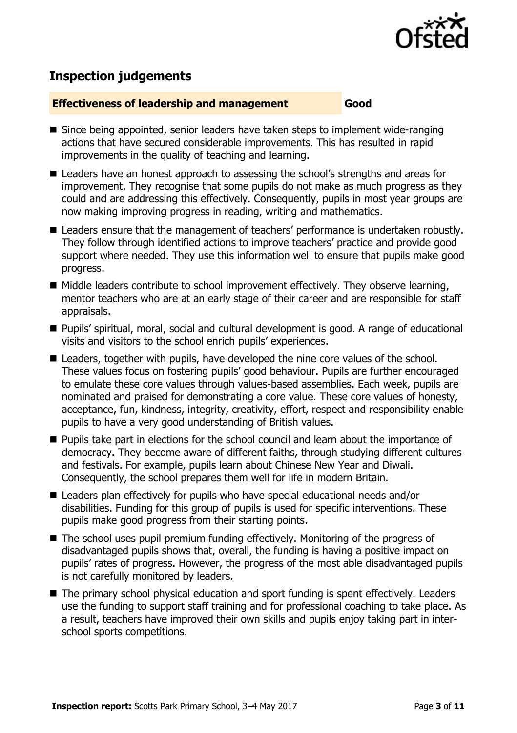## Inspection judgements

| **Effectiveness of leadership and management** | **Good** |
| --- | --- |

- Since being appointed, senior leaders have taken steps to implement wide-ranging actions that have secured considerable improvements. This has resulted in rapid improvements in the quality of teaching and learning.
- Leaders have an honest approach to assessing the school's strengths and areas for improvement. They recognise that some pupils do not make as much progress as they could and are addressing this effectively. Consequently, pupils in most year groups are now making improving progress in reading, writing and mathematics.
- Leaders ensure that the management of teachers' performance is undertaken robustly. They follow through identified actions to improve teachers' practice and provide good support where needed. They use this information well to ensure that pupils make good progress.
- Middle leaders contribute to school improvement effectively. They observe learning, mentor teachers who are at an early stage of their career and are responsible for staff appraisals.
- Pupils' spiritual, moral, social and cultural development is good. A range of educational visits and visitors to the school enrich pupils' experiences.
- Leaders, together with pupils, have developed the nine core values of the school. These values focus on fostering pupils' good behaviour. Pupils are further encouraged to emulate these core values through values-based assemblies. Each week, pupils are nominated and praised for demonstrating a core value. These core values of honesty, acceptance, fun, kindness, integrity, creativity, effort, respect and responsibility enable pupils to have a very good understanding of British values.
- Pupils take part in elections for the school council and learn about the importance of democracy. They become aware of different faiths, through studying different cultures and festivals. For example, pupils learn about Chinese New Year and Diwali. Consequently, the school prepares them well for life in modern Britain.
- Leaders plan effectively for pupils who have special educational needs and/or disabilities. Funding for this group of pupils is used for specific interventions. These pupils make good progress from their starting points.
- The school uses pupil premium funding effectively. Monitoring of the progress of disadvantaged pupils shows that, overall, the funding is having a positive impact on pupils' rates of progress. However, the progress of the most able disadvantaged pupils is not carefully monitored by leaders.
- The primary school physical education and sport funding is spent effectively. Leaders use the funding to support staff training and for professional coaching to take place. As a result, teachers have improved their own skills and pupils enjoy taking part in inter-school sports competitions.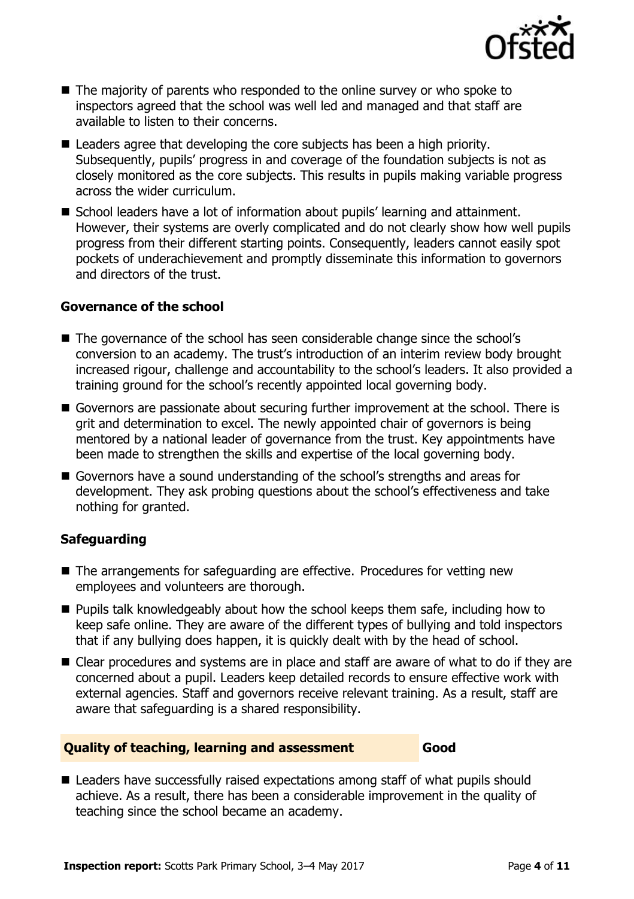- The majority of parents who responded to the online survey or who spoke to inspectors agreed that the school was well led and managed and that staff are available to listen to their concerns.
- Leaders agree that developing the core subjects has been a high priority. Subsequently, pupils' progress in and coverage of the foundation subjects is not as closely monitored as the core subjects. This results in pupils making variable progress across the wider curriculum.
- School leaders have a lot of information about pupils' learning and attainment. However, their systems are overly complicated and do not clearly show how well pupils progress from their different starting points. Consequently, leaders cannot easily spot pockets of underachievement and promptly disseminate this information to governors and directors of the trust.

### Governance of the school

- The governance of the school has seen considerable change since the school's conversion to an academy. The trust's introduction of an interim review body brought increased rigour, challenge and accountability to the school's leaders. It also provided a training ground for the school's recently appointed local governing body.
- Governors are passionate about securing further improvement at the school. There is grit and determination to excel. The newly appointed chair of governors is being mentored by a national leader of governance from the trust. Key appointments have been made to strengthen the skills and expertise of the local governing body.
- Governors have a sound understanding of the school's strengths and areas for development. They ask probing questions about the school's effectiveness and take nothing for granted.

### Safeguarding

- The arrangements for safeguarding are effective. Procedures for vetting new employees and volunteers are thorough.
- Pupils talk knowledgeably about how the school keeps them safe, including how to keep safe online. They are aware of the different types of bullying and told inspectors that if any bullying does happen, it is quickly dealt with by the head of school.
- Clear procedures and systems are in place and staff are aware of what to do if they are concerned about a pupil. Leaders keep detailed records to ensure effective work with external agencies. Staff and governors receive relevant training. As a result, staff are aware that safeguarding is a shared responsibility.

## Quality of teaching, learning and assessment — Good

- Leaders have successfully raised expectations among staff of what pupils should achieve. As a result, there has been a considerable improvement in the quality of teaching since the school became an academy.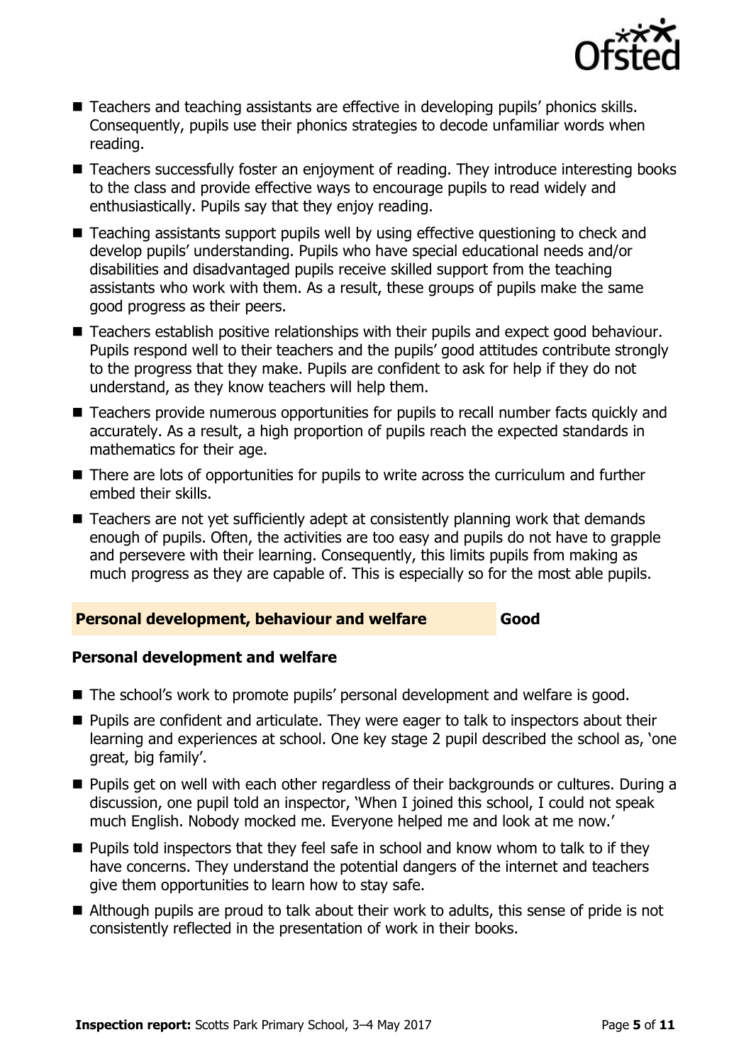- Teachers and teaching assistants are effective in developing pupils' phonics skills. Consequently, pupils use their phonics strategies to decode unfamiliar words when reading.
- Teachers successfully foster an enjoyment of reading. They introduce interesting books to the class and provide effective ways to encourage pupils to read widely and enthusiastically. Pupils say that they enjoy reading.
- Teaching assistants support pupils well by using effective questioning to check and develop pupils' understanding. Pupils who have special educational needs and/or disabilities and disadvantaged pupils receive skilled support from the teaching assistants who work with them. As a result, these groups of pupils make the same good progress as their peers.
- Teachers establish positive relationships with their pupils and expect good behaviour. Pupils respond well to their teachers and the pupils' good attitudes contribute strongly to the progress that they make. Pupils are confident to ask for help if they do not understand, as they know teachers will help them.
- Teachers provide numerous opportunities for pupils to recall number facts quickly and accurately. As a result, a high proportion of pupils reach the expected standards in mathematics for their age.
- There are lots of opportunities for pupils to write across the curriculum and further embed their skills.
- Teachers are not yet sufficiently adept at consistently planning work that demands enough of pupils. Often, the activities are too easy and pupils do not have to grapple and persevere with their learning. Consequently, this limits pupils from making as much progress as they are capable of. This is especially so for the most able pupils.

## Personal development, behaviour and welfare — Good

### Personal development and welfare

- The school's work to promote pupils' personal development and welfare is good.
- Pupils are confident and articulate. They were eager to talk to inspectors about their learning and experiences at school. One key stage 2 pupil described the school as, 'one great, big family'.
- Pupils get on well with each other regardless of their backgrounds or cultures. During a discussion, one pupil told an inspector, 'When I joined this school, I could not speak much English. Nobody mocked me. Everyone helped me and look at me now.'
- Pupils told inspectors that they feel safe in school and know whom to talk to if they have concerns. They understand the potential dangers of the internet and teachers give them opportunities to learn how to stay safe.
- Although pupils are proud to talk about their work to adults, this sense of pride is not consistently reflected in the presentation of work in their books.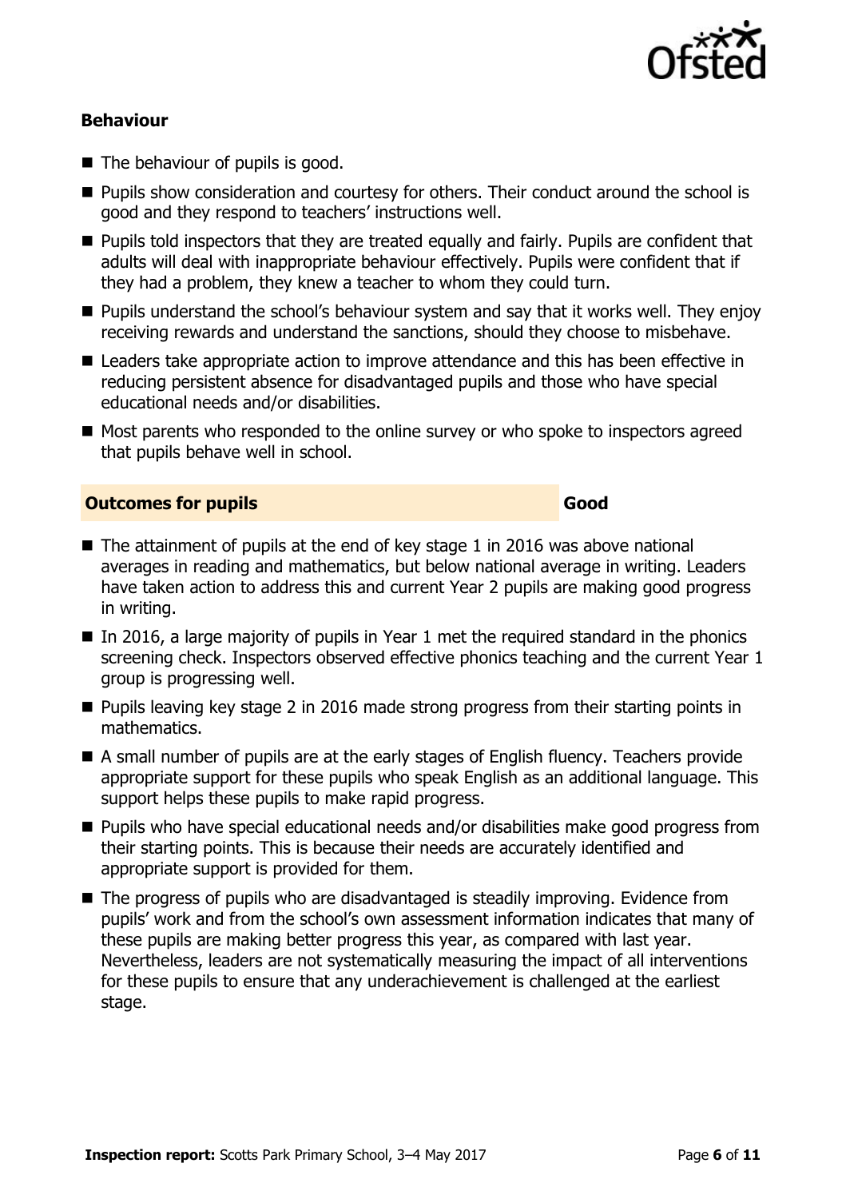### Behaviour

- The behaviour of pupils is good.
- Pupils show consideration and courtesy for others. Their conduct around the school is good and they respond to teachers' instructions well.
- Pupils told inspectors that they are treated equally and fairly. Pupils are confident that adults will deal with inappropriate behaviour effectively. Pupils were confident that if they had a problem, they knew a teacher to whom they could turn.
- Pupils understand the school's behaviour system and say that it works well. They enjoy receiving rewards and understand the sanctions, should they choose to misbehave.
- Leaders take appropriate action to improve attendance and this has been effective in reducing persistent absence for disadvantaged pupils and those who have special educational needs and/or disabilities.
- Most parents who responded to the online survey or who spoke to inspectors agreed that pupils behave well in school.

## Outcomes for pupils — Good

- The attainment of pupils at the end of key stage 1 in 2016 was above national averages in reading and mathematics, but below national average in writing. Leaders have taken action to address this and current Year 2 pupils are making good progress in writing.
- In 2016, a large majority of pupils in Year 1 met the required standard in the phonics screening check. Inspectors observed effective phonics teaching and the current Year 1 group is progressing well.
- Pupils leaving key stage 2 in 2016 made strong progress from their starting points in mathematics.
- A small number of pupils are at the early stages of English fluency. Teachers provide appropriate support for these pupils who speak English as an additional language. This support helps these pupils to make rapid progress.
- Pupils who have special educational needs and/or disabilities make good progress from their starting points. This is because their needs are accurately identified and appropriate support is provided for them.
- The progress of pupils who are disadvantaged is steadily improving. Evidence from pupils' work and from the school's own assessment information indicates that many of these pupils are making better progress this year, as compared with last year. Nevertheless, leaders are not systematically measuring the impact of all interventions for these pupils to ensure that any underachievement is challenged at the earliest stage.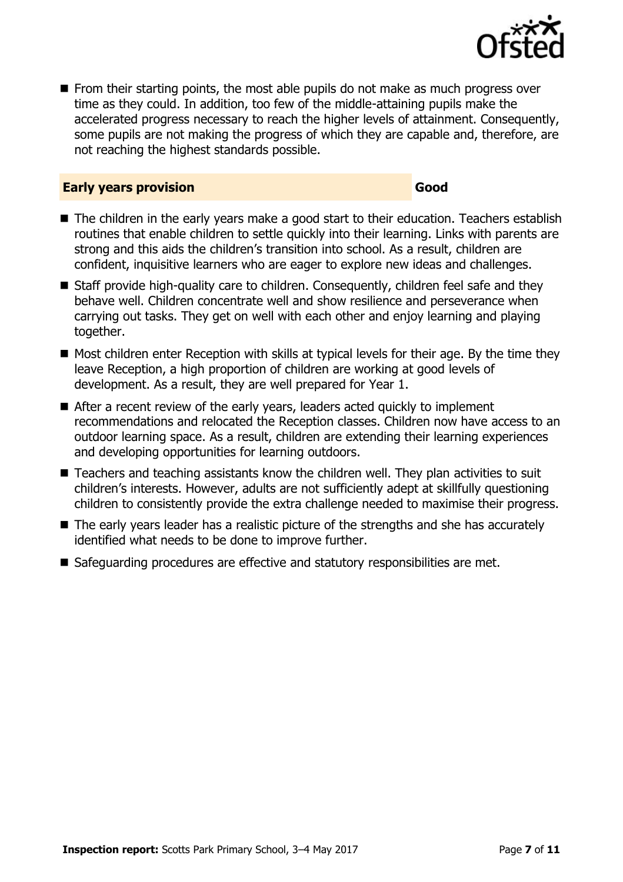- From their starting points, the most able pupils do not make as much progress over time as they could. In addition, too few of the middle-attaining pupils make the accelerated progress necessary to reach the higher levels of attainment. Consequently, some pupils are not making the progress of which they are capable and, therefore, are not reaching the highest standards possible.

## Early years provision — Good

- The children in the early years make a good start to their education. Teachers establish routines that enable children to settle quickly into their learning. Links with parents are strong and this aids the children's transition into school. As a result, children are confident, inquisitive learners who are eager to explore new ideas and challenges.
- Staff provide high-quality care to children. Consequently, children feel safe and they behave well. Children concentrate well and show resilience and perseverance when carrying out tasks. They get on well with each other and enjoy learning and playing together.
- Most children enter Reception with skills at typical levels for their age. By the time they leave Reception, a high proportion of children are working at good levels of development. As a result, they are well prepared for Year 1.
- After a recent review of the early years, leaders acted quickly to implement recommendations and relocated the Reception classes. Children now have access to an outdoor learning space. As a result, children are extending their learning experiences and developing opportunities for learning outdoors.
- Teachers and teaching assistants know the children well. They plan activities to suit children's interests. However, adults are not sufficiently adept at skillfully questioning children to consistently provide the extra challenge needed to maximise their progress.
- The early years leader has a realistic picture of the strengths and she has accurately identified what needs to be done to improve further.
- Safeguarding procedures are effective and statutory responsibilities are met.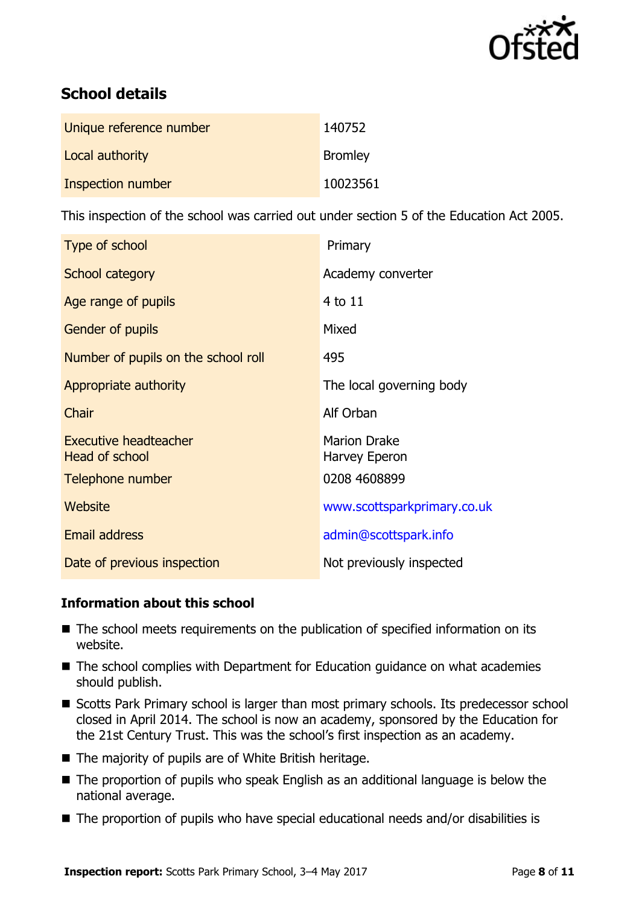## School details

| | |
|---|---|
| Unique reference number | 140752 |
| Local authority | Bromley |
| Inspection number | 10023561 |

This inspection of the school was carried out under section 5 of the Education Act 2005.

| | |
|---|---|
| Type of school | Primary |
| School category | Academy converter |
| Age range of pupils | 4 to 11 |
| Gender of pupils | Mixed |
| Number of pupils on the school roll | 495 |
| Appropriate authority | The local governing body |
| Chair | Alf Orban |
| Executive headteacher<br>Head of school | Marion Drake<br>Harvey Eperon |
| Telephone number | 0208 4608899 |
| Website | www.scottsparkprimary.co.uk |
| Email address | admin@scottspark.info |
| Date of previous inspection | Not previously inspected |

### Information about this school

- The school meets requirements on the publication of specified information on its website.
- The school complies with Department for Education guidance on what academies should publish.
- Scotts Park Primary school is larger than most primary schools. Its predecessor school closed in April 2014. The school is now an academy, sponsored by the Education for the 21st Century Trust. This was the school's first inspection as an academy.
- The majority of pupils are of White British heritage.
- The proportion of pupils who speak English as an additional language is below the national average.
- The proportion of pupils who have special educational needs and/or disabilities is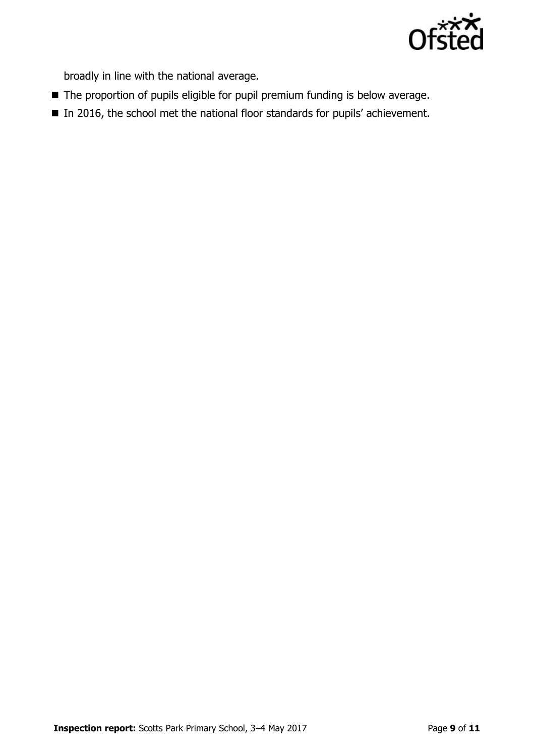broadly in line with the national average.

- The proportion of pupils eligible for pupil premium funding is below average.
- In 2016, the school met the national floor standards for pupils' achievement.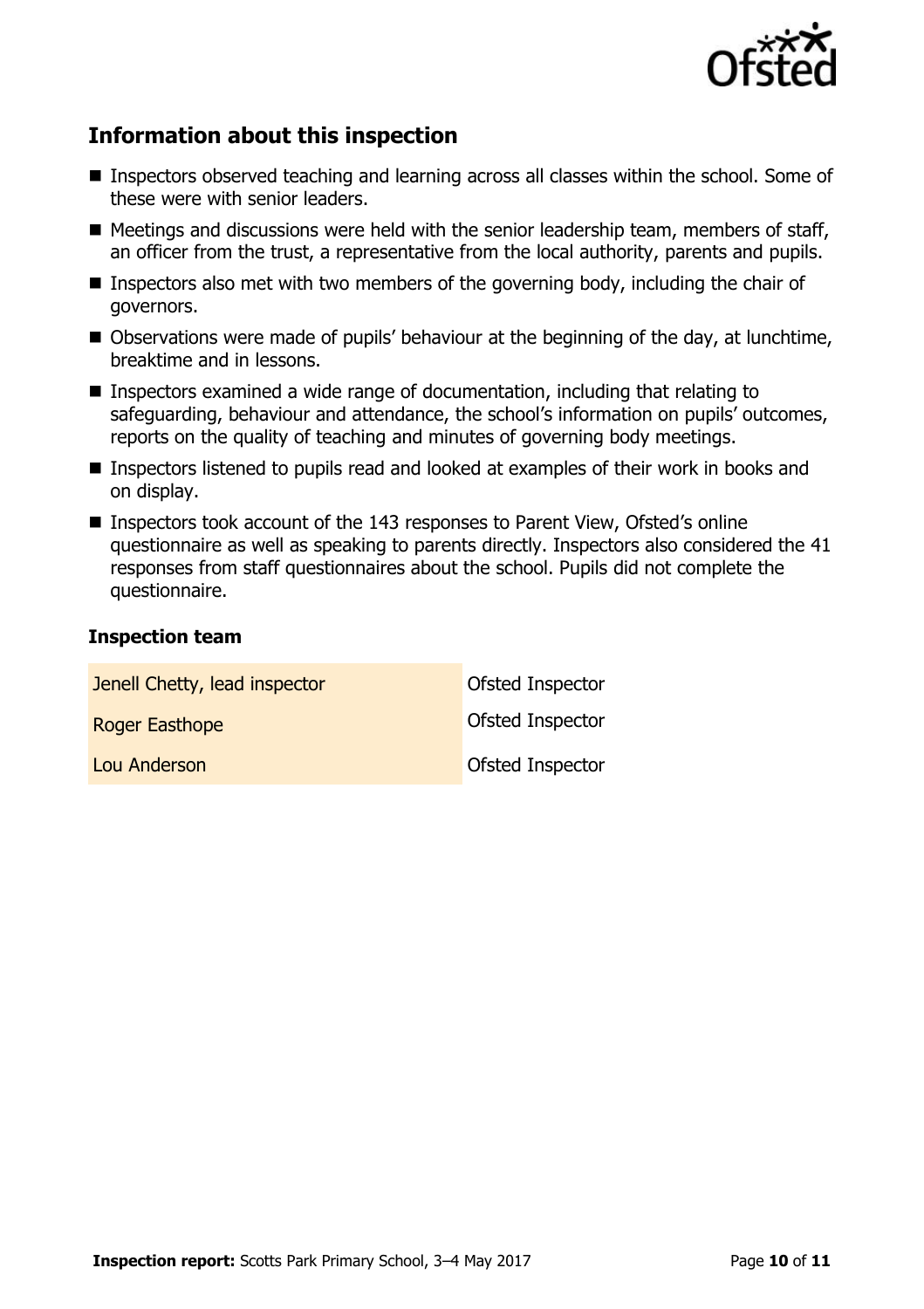## Information about this inspection

- Inspectors observed teaching and learning across all classes within the school. Some of these were with senior leaders.
- Meetings and discussions were held with the senior leadership team, members of staff, an officer from the trust, a representative from the local authority, parents and pupils.
- Inspectors also met with two members of the governing body, including the chair of governors.
- Observations were made of pupils' behaviour at the beginning of the day, at lunchtime, breaktime and in lessons.
- Inspectors examined a wide range of documentation, including that relating to safeguarding, behaviour and attendance, the school's information on pupils' outcomes, reports on the quality of teaching and minutes of governing body meetings.
- Inspectors listened to pupils read and looked at examples of their work in books and on display.
- Inspectors took account of the 143 responses to Parent View, Ofsted's online questionnaire as well as speaking to parents directly. Inspectors also considered the 41 responses from staff questionnaires about the school. Pupils did not complete the questionnaire.

### Inspection team

| | |
|---|---|
| Jenell Chetty, lead inspector | Ofsted Inspector |
| Roger Easthope | Ofsted Inspector |
| Lou Anderson | Ofsted Inspector |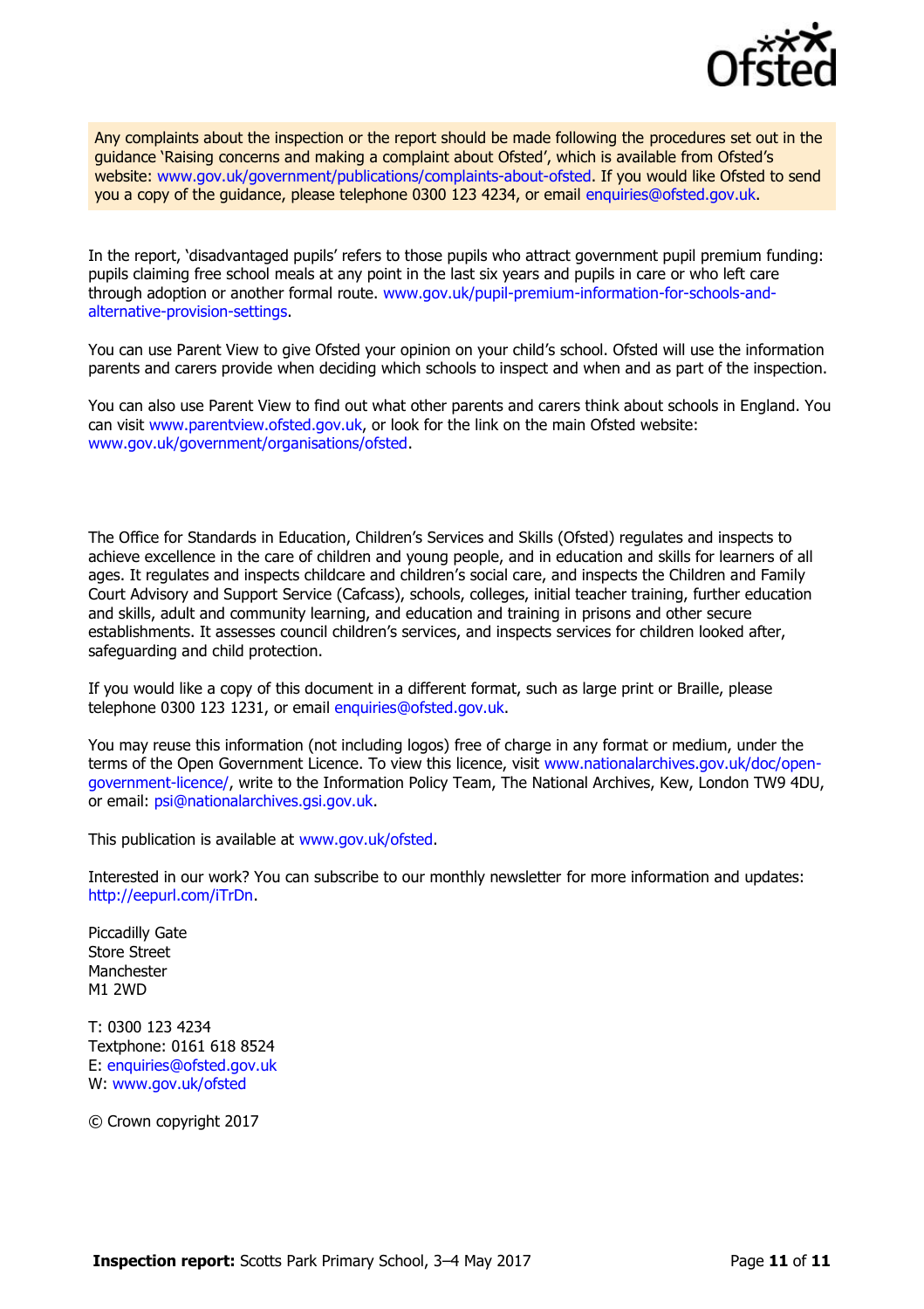Any complaints about the inspection or the report should be made following the procedures set out in the guidance 'Raising concerns and making a complaint about Ofsted', which is available from Ofsted's website: www.gov.uk/government/publications/complaints-about-ofsted. If you would like Ofsted to send you a copy of the guidance, please telephone 0300 123 4234, or email enquiries@ofsted.gov.uk.

In the report, 'disadvantaged pupils' refers to those pupils who attract government pupil premium funding: pupils claiming free school meals at any point in the last six years and pupils in care or who left care through adoption or another formal route. www.gov.uk/pupil-premium-information-for-schools-and-alternative-provision-settings.

You can use Parent View to give Ofsted your opinion on your child's school. Ofsted will use the information parents and carers provide when deciding which schools to inspect and when and as part of the inspection.

You can also use Parent View to find out what other parents and carers think about schools in England. You can visit www.parentview.ofsted.gov.uk, or look for the link on the main Ofsted website: www.gov.uk/government/organisations/ofsted.

The Office for Standards in Education, Children's Services and Skills (Ofsted) regulates and inspects to achieve excellence in the care of children and young people, and in education and skills for learners of all ages. It regulates and inspects childcare and children's social care, and inspects the Children and Family Court Advisory and Support Service (Cafcass), schools, colleges, initial teacher training, further education and skills, adult and community learning, and education and training in prisons and other secure establishments. It assesses council children's services, and inspects services for children looked after, safeguarding and child protection.

If you would like a copy of this document in a different format, such as large print or Braille, please telephone 0300 123 1231, or email enquiries@ofsted.gov.uk.

You may reuse this information (not including logos) free of charge in any format or medium, under the terms of the Open Government Licence. To view this licence, visit www.nationalarchives.gov.uk/doc/open-government-licence/, write to the Information Policy Team, The National Archives, Kew, London TW9 4DU, or email: psi@nationalarchives.gsi.gov.uk.

This publication is available at www.gov.uk/ofsted.

Interested in our work? You can subscribe to our monthly newsletter for more information and updates: http://eepurl.com/iTrDn.

Piccadilly Gate
Store Street
Manchester
M1 2WD

T: 0300 123 4234
Textphone: 0161 618 8524
E: enquiries@ofsted.gov.uk
W: www.gov.uk/ofsted

© Crown copyright 2017